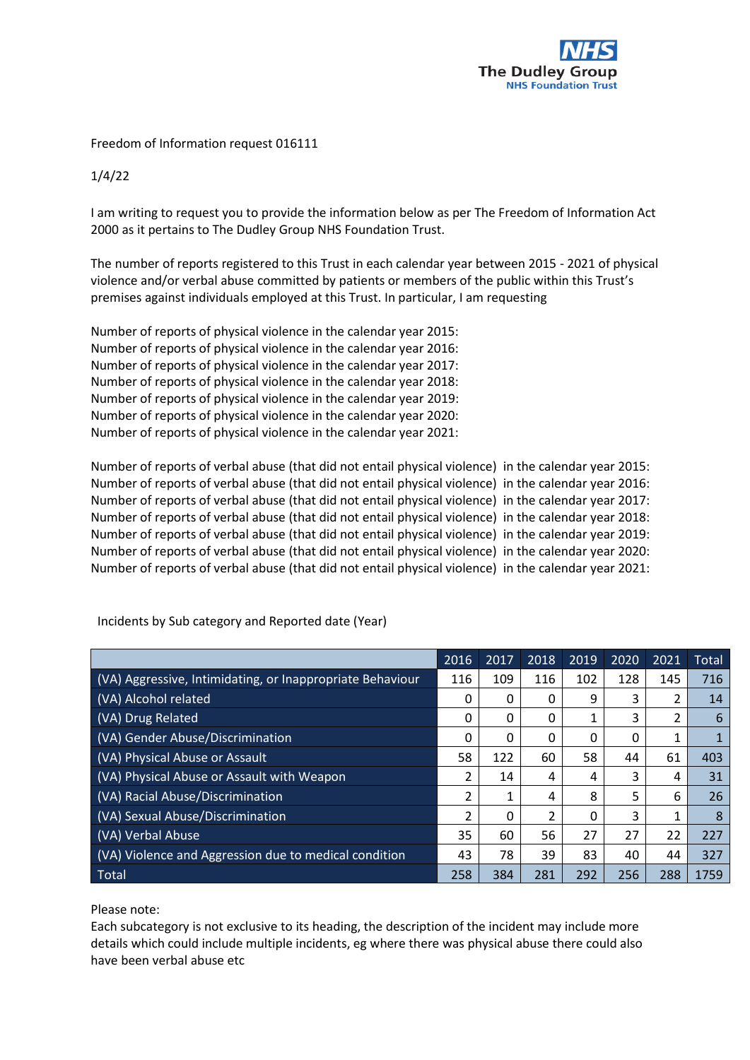Freedom of Information request 016111

1/4/22

I am writing to request you to provide the information below as per The Freedom of Information Act 2000 as it pertains to The Dudley Group NHS Foundation Trust.

The number of reports registered to this Trust in each calendar year between 2015 - 2021 of physical violence and/or verbal abuse committed by patients or members of the public within this Trust's premises against individuals employed at this Trust. In particular, I am requesting

Number of reports of physical violence in the calendar year 2015:
Number of reports of physical violence in the calendar year 2016:
Number of reports of physical violence in the calendar year 2017:
Number of reports of physical violence in the calendar year 2018:
Number of reports of physical violence in the calendar year 2019:
Number of reports of physical violence in the calendar year 2020:
Number of reports of physical violence in the calendar year 2021:

Number of reports of verbal abuse (that did not entail physical violence) in the calendar year 2015:
Number of reports of verbal abuse (that did not entail physical violence) in the calendar year 2016:
Number of reports of verbal abuse (that did not entail physical violence) in the calendar year 2017:
Number of reports of verbal abuse (that did not entail physical violence) in the calendar year 2018:
Number of reports of verbal abuse (that did not entail physical violence) in the calendar year 2019:
Number of reports of verbal abuse (that did not entail physical violence) in the calendar year 2020:
Number of reports of verbal abuse (that did not entail physical violence) in the calendar year 2021:

Incidents by Sub category and Reported date (Year)

| | 2016 | 2017 | 2018 | 2019 | 2020 | 2021 | Total |
|---|---|---|---|---|---|---|---|
| (VA) Aggressive, Intimidating, or Inappropriate Behaviour | 116 | 109 | 116 | 102 | 128 | 145 | 716 |
| (VA) Alcohol related | 0 | 0 | 0 | 9 | 3 | 2 | 14 |
| (VA) Drug Related | 0 | 0 | 0 | 1 | 3 | 2 | 6 |
| (VA) Gender Abuse/Discrimination | 0 | 0 | 0 | 0 | 0 | 1 | 1 |
| (VA) Physical Abuse or Assault | 58 | 122 | 60 | 58 | 44 | 61 | 403 |
| (VA) Physical Abuse or Assault with Weapon | 2 | 14 | 4 | 4 | 3 | 4 | 31 |
| (VA) Racial Abuse/Discrimination | 2 | 1 | 4 | 8 | 5 | 6 | 26 |
| (VA) Sexual Abuse/Discrimination | 2 | 0 | 2 | 0 | 3 | 1 | 8 |
| (VA) Verbal Abuse | 35 | 60 | 56 | 27 | 27 | 22 | 227 |
| (VA) Violence and Aggression due to medical condition | 43 | 78 | 39 | 83 | 40 | 44 | 327 |
| Total | 258 | 384 | 281 | 292 | 256 | 288 | 1759 |

Please note:
Each subcategory is not exclusive to its heading, the description of the incident may include more details which could include multiple incidents, eg where there was physical abuse there could also have been verbal abuse etc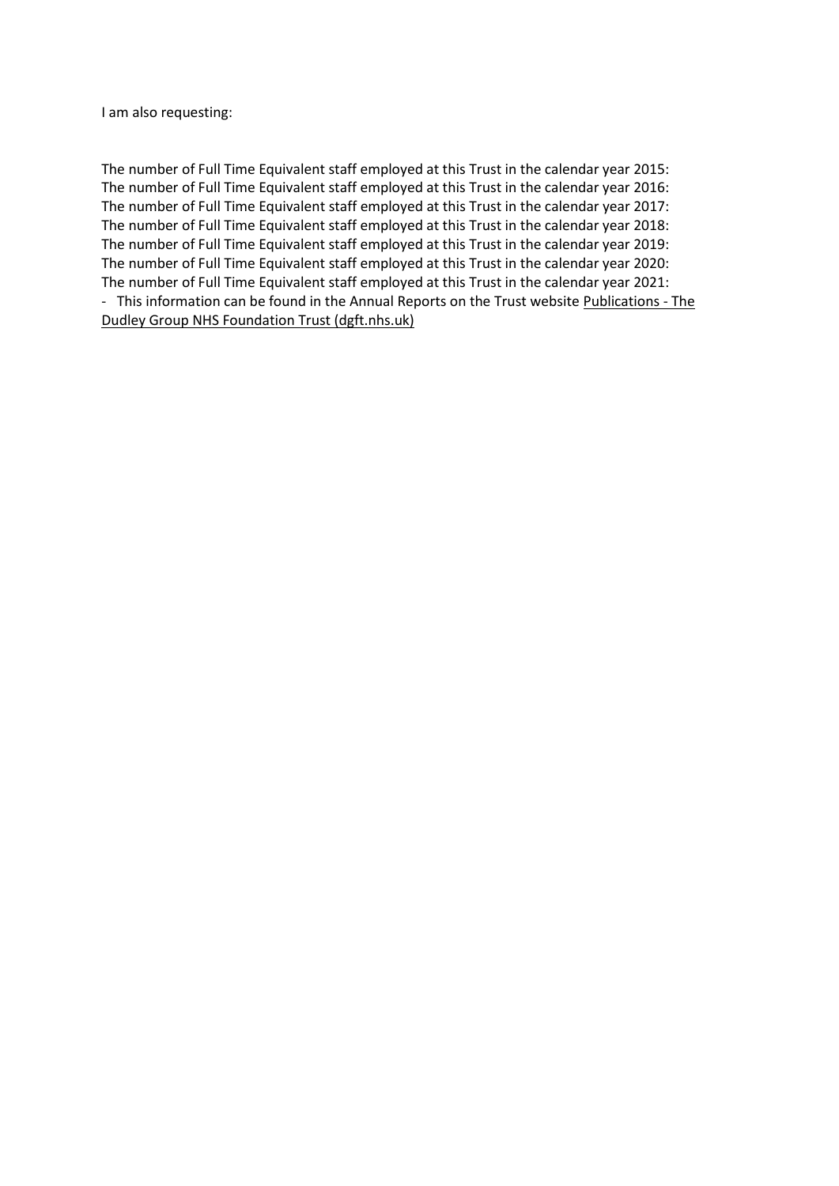I am also requesting:

The number of Full Time Equivalent staff employed at this Trust in the calendar year 2015:
The number of Full Time Equivalent staff employed at this Trust in the calendar year 2016:
The number of Full Time Equivalent staff employed at this Trust in the calendar year 2017:
The number of Full Time Equivalent staff employed at this Trust in the calendar year 2018:
The number of Full Time Equivalent staff employed at this Trust in the calendar year 2019:
The number of Full Time Equivalent staff employed at this Trust in the calendar year 2020:
The number of Full Time Equivalent staff employed at this Trust in the calendar year 2021:
- This information can be found in the Annual Reports on the Trust website Publications - The Dudley Group NHS Foundation Trust (dgft.nhs.uk)